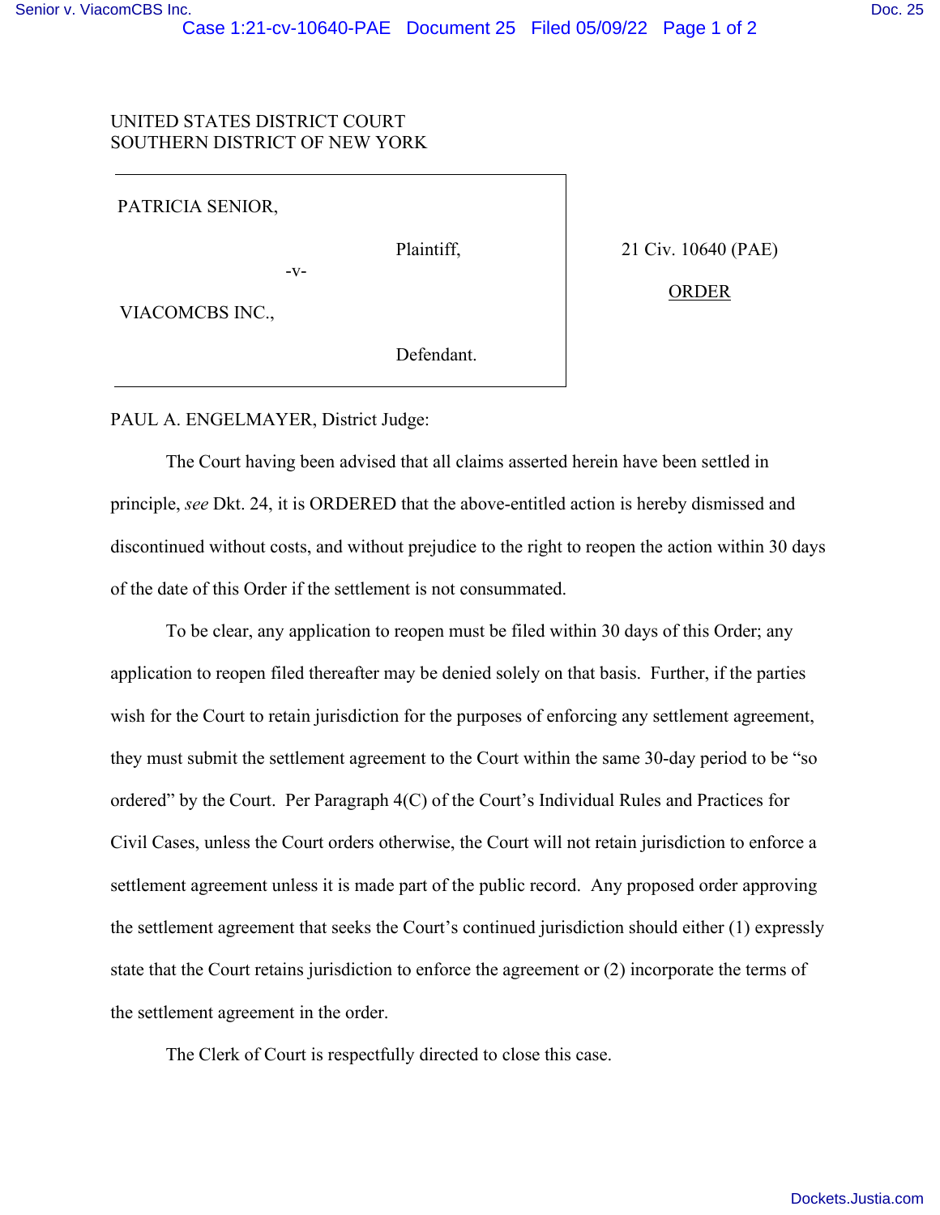UNITED STATES DISTRICT COURT
SOUTHERN DISTRICT OF NEW YORK

PATRICIA SENIOR,

Plaintiff,

-v-

VIACOMCBS INC.,

Defendant.

21 Civ. 10640 (PAE)

ORDER

PAUL A. ENGELMAYER, District Judge:

The Court having been advised that all claims asserted herein have been settled in principle, *see* Dkt. 24, it is ORDERED that the above-entitled action is hereby dismissed and discontinued without costs, and without prejudice to the right to reopen the action within 30 days of the date of this Order if the settlement is not consummated.

To be clear, any application to reopen must be filed within 30 days of this Order; any application to reopen filed thereafter may be denied solely on that basis. Further, if the parties wish for the Court to retain jurisdiction for the purposes of enforcing any settlement agreement, they must submit the settlement agreement to the Court within the same 30-day period to be "so ordered" by the Court. Per Paragraph 4(C) of the Court's Individual Rules and Practices for Civil Cases, unless the Court orders otherwise, the Court will not retain jurisdiction to enforce a settlement agreement unless it is made part of the public record. Any proposed order approving the settlement agreement that seeks the Court's continued jurisdiction should either (1) expressly state that the Court retains jurisdiction to enforce the agreement or (2) incorporate the terms of the settlement agreement in the order.

The Clerk of Court is respectfully directed to close this case.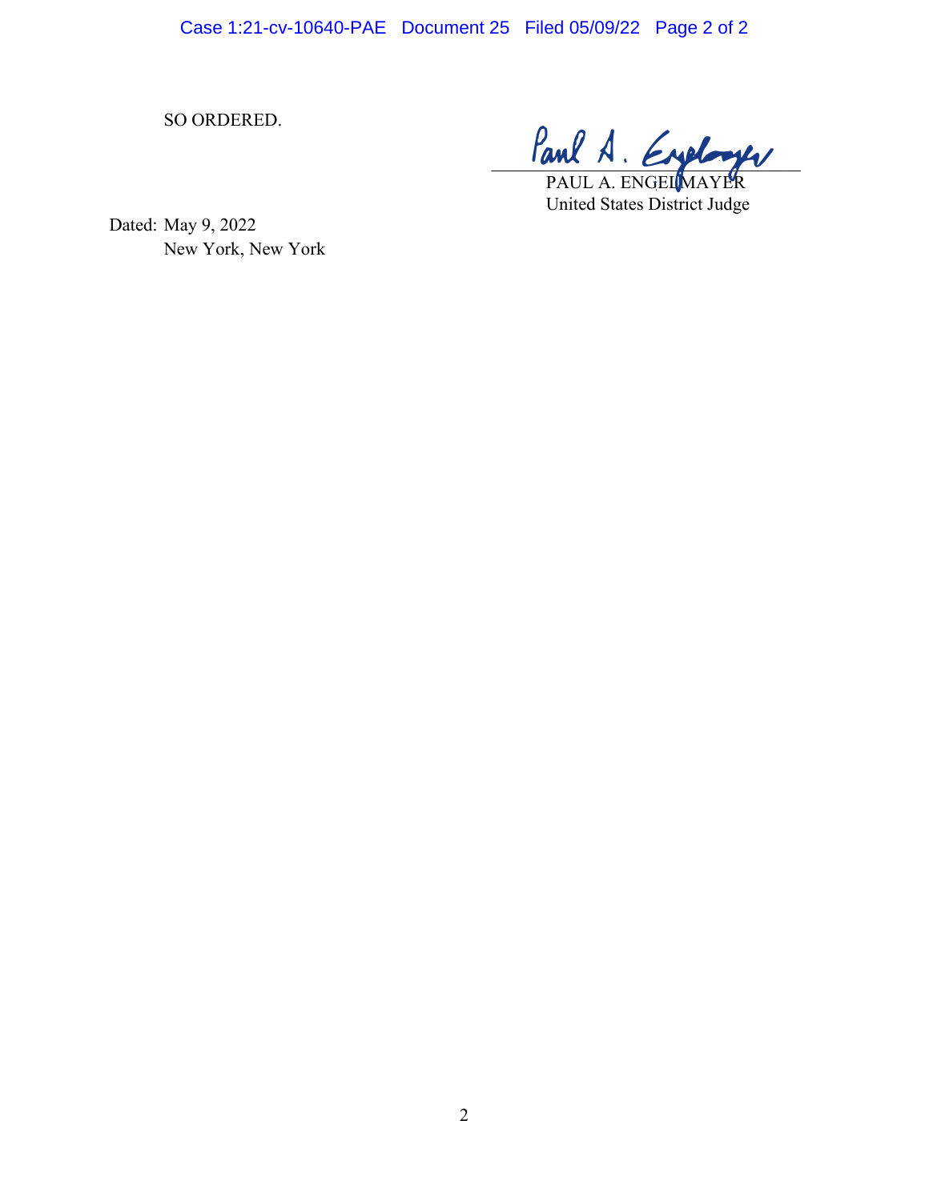SO ORDERED.

PAUL A. ENGELMAYER
United States District Judge

Dated: May 9, 2022
New York, New York